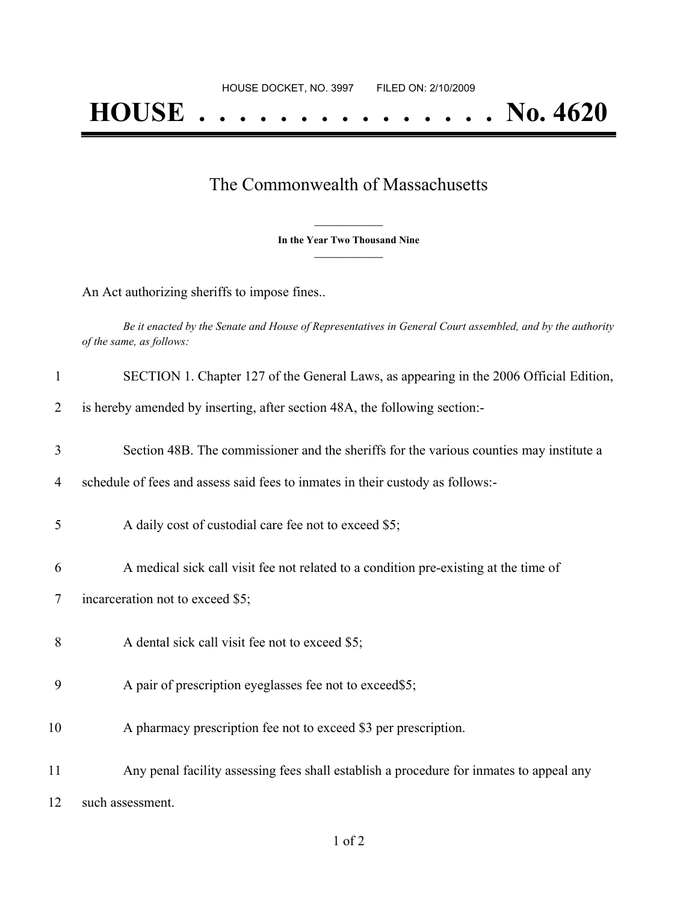HOUSE DOCKET, NO. 3997 FILED ON: 2/10/2009

# HOUSE . . . . . . . . . . . . . . . No. 4620

## The Commonwealth of Massachusetts

**In the Year Two Thousand Nine**

An Act authorizing sheriffs to impose fines..

*Be it enacted by the Senate and House of Representatives in General Court assembled, and by the authority of the same, as follows:*

1 SECTION 1. Chapter 127 of the General Laws, as appearing in the 2006 Official Edition,

2 is hereby amended by inserting, after section 48A, the following section:-

3 Section 48B. The commissioner and the sheriffs for the various counties may institute a

4 schedule of fees and assess said fees to inmates in their custody as follows:-

5 A daily cost of custodial care fee not to exceed $5;

6 A medical sick call visit fee not related to a condition pre-existing at the time of

7 incarceration not to exceed $5;

8 A dental sick call visit fee not to exceed $5;

9 A pair of prescription eyeglasses fee not to exceed$5;

10 A pharmacy prescription fee not to exceed $3 per prescription.

11 Any penal facility assessing fees shall establish a procedure for inmates to appeal any

12 such assessment.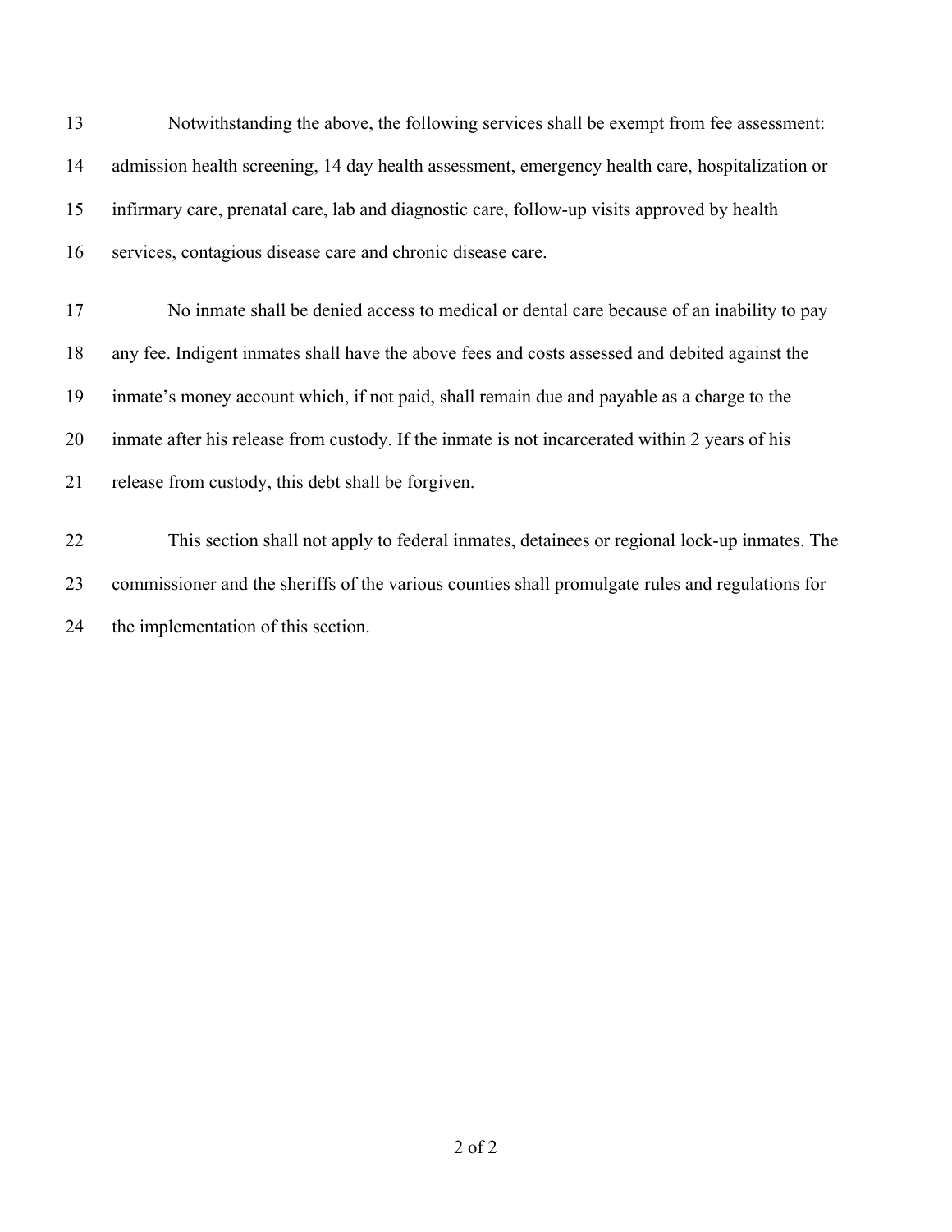Notwithstanding the above, the following services shall be exempt from fee assessment: admission health screening, 14 day health assessment, emergency health care, hospitalization or infirmary care, prenatal care, lab and diagnostic care, follow-up visits approved by health services, contagious disease care and chronic disease care.

No inmate shall be denied access to medical or dental care because of an inability to pay any fee. Indigent inmates shall have the above fees and costs assessed and debited against the inmate's money account which, if not paid, shall remain due and payable as a charge to the inmate after his release from custody. If the inmate is not incarcerated within 2 years of his release from custody, this debt shall be forgiven.

This section shall not apply to federal inmates, detainees or regional lock-up inmates. The commissioner and the sheriffs of the various counties shall promulgate rules and regulations for the implementation of this section.